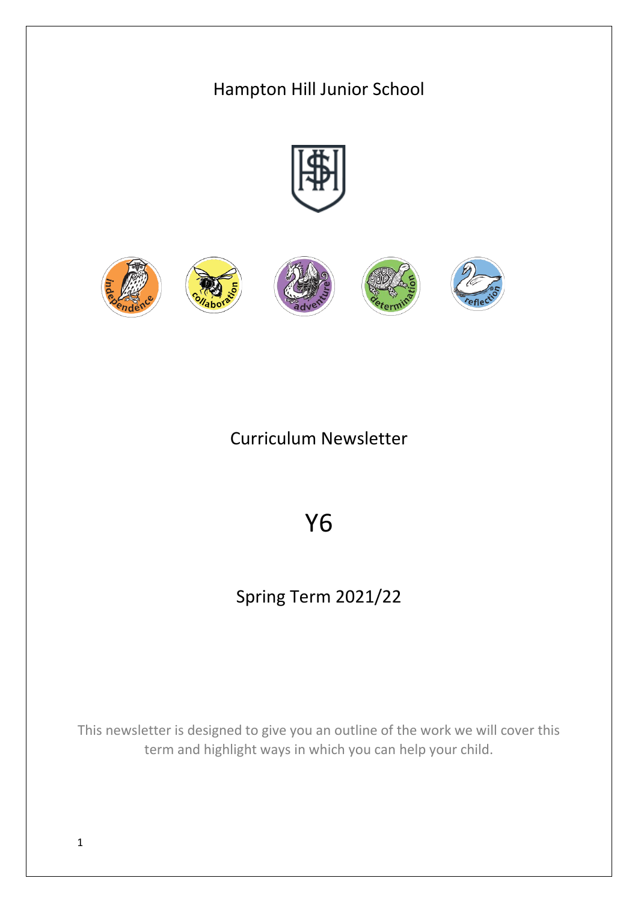# Hampton Hill Junior School

## Curriculum Newsletter

# Y6

## Spring Term 2021/22

This newsletter is designed to give you an outline of the work we will cover this term and highlight ways in which you can help your child.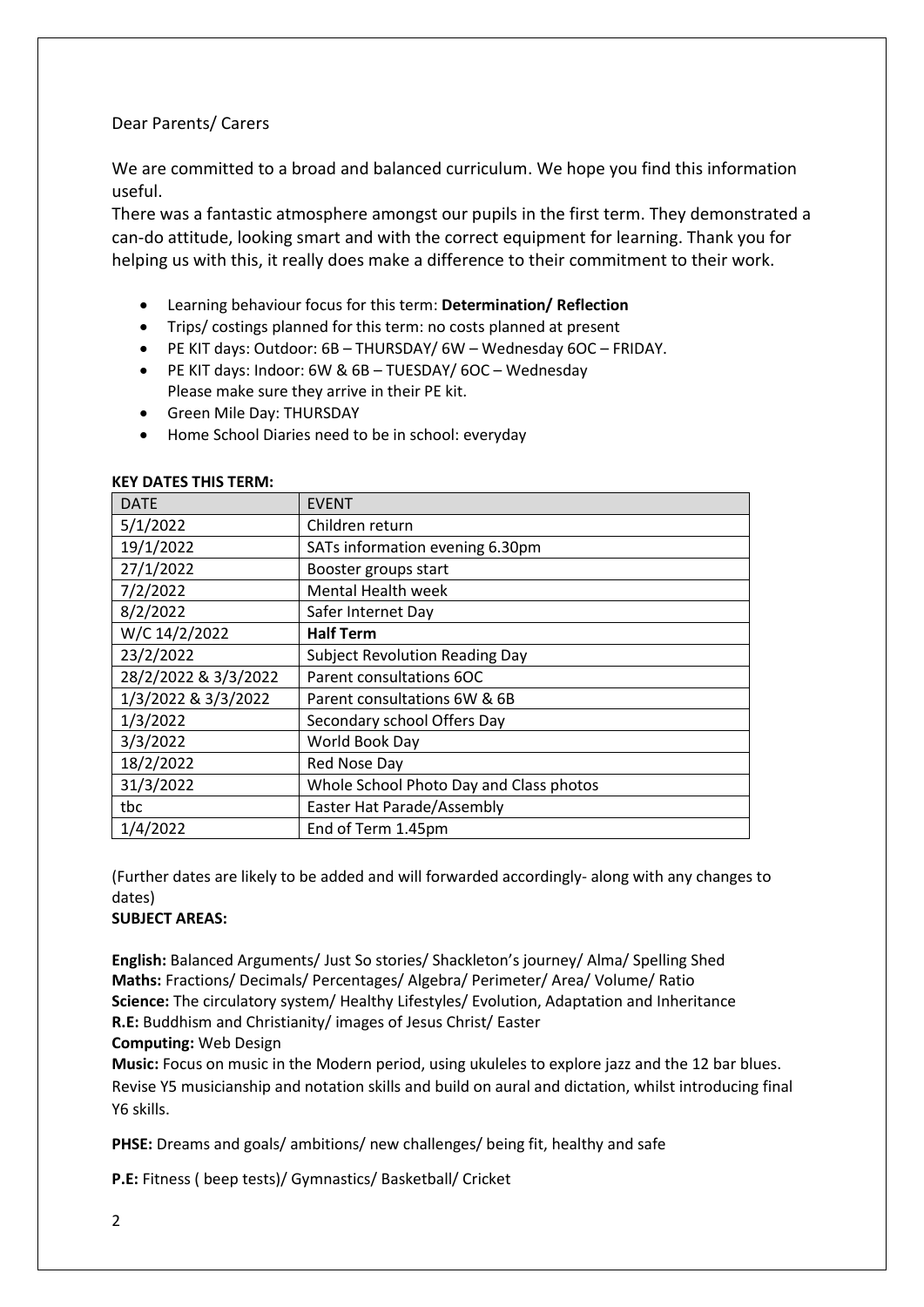Dear Parents/ Carers

We are committed to a broad and balanced curriculum. We hope you find this information useful.

There was a fantastic atmosphere amongst our pupils in the first term. They demonstrated a can-do attitude, looking smart and with the correct equipment for learning. Thank you for helping us with this, it really does make a difference to their commitment to their work.

- Learning behaviour focus for this term: **Determination/ Reflection**
- Trips/ costings planned for this term: no costs planned at present
- PE KIT days: Outdoor: 6B – THURSDAY/ 6W – Wednesday 6OC – FRIDAY.
- PE KIT days: Indoor: 6W & 6B – TUESDAY/ 6OC – Wednesday
  Please make sure they arrive in their PE kit.
- Green Mile Day: THURSDAY
- Home School Diaries need to be in school: everyday

**KEY DATES THIS TERM:**

| DATE | EVENT |
|---|---|
| 5/1/2022 | Children return |
| 19/1/2022 | SATs information evening 6.30pm |
| 27/1/2022 | Booster groups start |
| 7/2/2022 | Mental Health week |
| 8/2/2022 | Safer Internet Day |
| W/C 14/2/2022 | **Half Term** |
| 23/2/2022 | Subject Revolution Reading Day |
| 28/2/2022 & 3/3/2022 | Parent consultations 6OC |
| 1/3/2022 & 3/3/2022 | Parent consultations 6W & 6B |
| 1/3/2022 | Secondary school Offers Day |
| 3/3/2022 | World Book Day |
| 18/2/2022 | Red Nose Day |
| 31/3/2022 | Whole School Photo Day and Class photos |
| tbc | Easter Hat Parade/Assembly |
| 1/4/2022 | End of Term 1.45pm |

(Further dates are likely to be added and will forwarded accordingly- along with any changes to dates)

**SUBJECT AREAS:**

**English:** Balanced Arguments/ Just So stories/ Shackleton's journey/ Alma/ Spelling Shed
**Maths:** Fractions/ Decimals/ Percentages/ Algebra/ Perimeter/ Area/ Volume/ Ratio
**Science:** The circulatory system/ Healthy Lifestyles/ Evolution, Adaptation and Inheritance
**R.E:** Buddhism and Christianity/ images of Jesus Christ/ Easter
**Computing:** Web Design
**Music:** Focus on music in the Modern period, using ukuleles to explore jazz and the 12 bar blues. Revise Y5 musicianship and notation skills and build on aural and dictation, whilst introducing final Y6 skills.

**PHSE:** Dreams and goals/ ambitions/ new challenges/ being fit, healthy and safe

**P.E:** Fitness ( beep tests)/ Gymnastics/ Basketball/ Cricket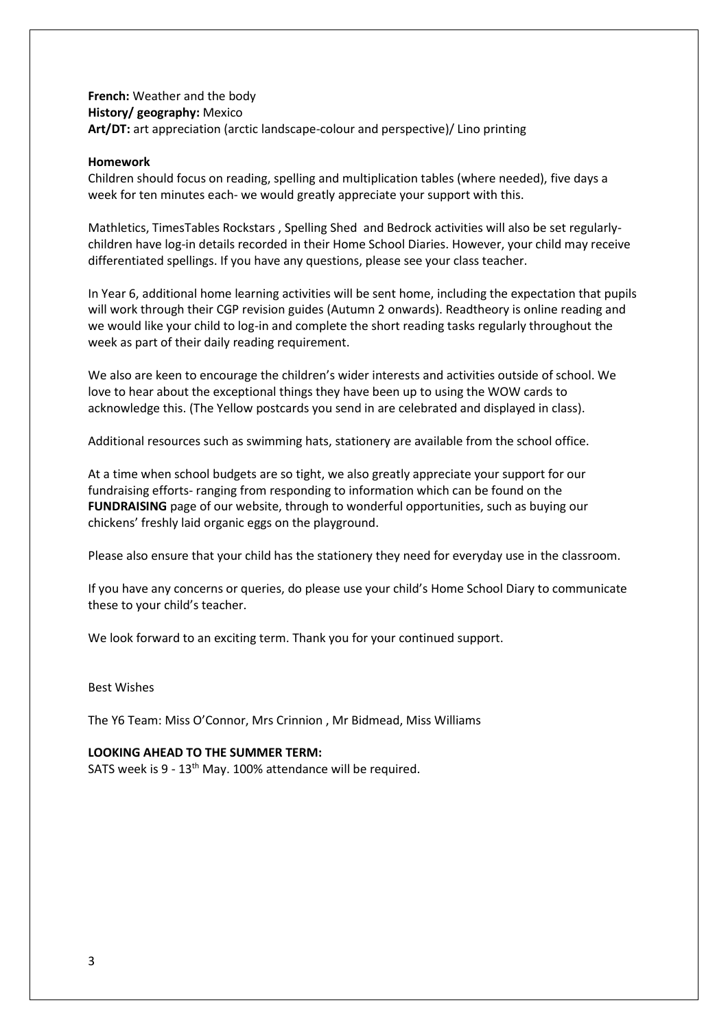**French:** Weather and the body
**History/ geography:** Mexico
**Art/DT:** art appreciation (arctic landscape-colour and perspective)/ Lino printing

**Homework**

Children should focus on reading, spelling and multiplication tables (where needed), five days a week for ten minutes each- we would greatly appreciate your support with this.

Mathletics, TimesTables Rockstars , Spelling Shed and Bedrock activities will also be set regularly- children have log-in details recorded in their Home School Diaries. However, your child may receive differentiated spellings. If you have any questions, please see your class teacher.

In Year 6, additional home learning activities will be sent home, including the expectation that pupils will work through their CGP revision guides (Autumn 2 onwards). Readtheory is online reading and we would like your child to log-in and complete the short reading tasks regularly throughout the week as part of their daily reading requirement.

We also are keen to encourage the children's wider interests and activities outside of school. We love to hear about the exceptional things they have been up to using the WOW cards to acknowledge this. (The Yellow postcards you send in are celebrated and displayed in class).

Additional resources such as swimming hats, stationery are available from the school office.

At a time when school budgets are so tight, we also greatly appreciate your support for our fundraising efforts- ranging from responding to information which can be found on the **FUNDRAISING** page of our website, through to wonderful opportunities, such as buying our chickens' freshly laid organic eggs on the playground.

Please also ensure that your child has the stationery they need for everyday use in the classroom.

If you have any concerns or queries, do please use your child's Home School Diary to communicate these to your child's teacher.

We look forward to an exciting term. Thank you for your continued support.

Best Wishes

The Y6 Team: Miss O'Connor, Mrs Crinnion , Mr Bidmead, Miss Williams

**LOOKING AHEAD TO THE SUMMER TERM:**

SATS week is 9 - 13th May. 100% attendance will be required.